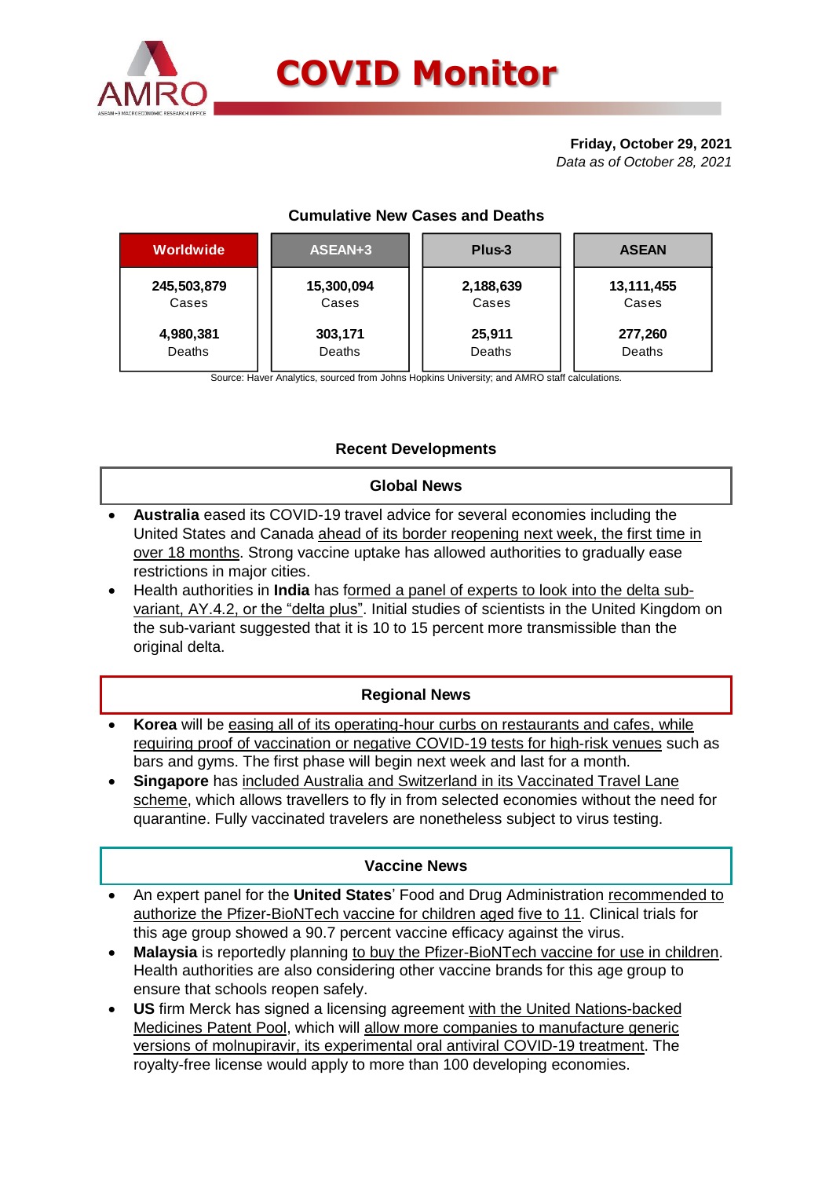# COVID Monitor

**Friday, October 29, 2021**
*Data as of October 28, 2021*

### Cumulative New Cases and Deaths

| Worldwide | ASEAN+3 | Plus-3 | ASEAN |
|---|---|---|---|
| **245,503,879** Cases | **15,300,094** Cases | **2,188,639** Cases | **13,111,455** Cases |
| **4,980,381** Deaths | **303,171** Deaths | **25,911** Deaths | **277,260** Deaths |

Source: Haver Analytics, sourced from Johns Hopkins University; and AMRO staff calculations.

## Recent Developments

### Global News

- **Australia** eased its COVID-19 travel advice for several economies including the United States and Canada ahead of its border reopening next week, the first time in over 18 months. Strong vaccine uptake has allowed authorities to gradually ease restrictions in major cities.
- Health authorities in **India** has formed a panel of experts to look into the delta sub-variant, AY.4.2, or the "delta plus". Initial studies of scientists in the United Kingdom on the sub-variant suggested that it is 10 to 15 percent more transmissible than the original delta.

### Regional News

- **Korea** will be easing all of its operating-hour curbs on restaurants and cafes, while requiring proof of vaccination or negative COVID-19 tests for high-risk venues such as bars and gyms. The first phase will begin next week and last for a month.
- **Singapore** has included Australia and Switzerland in its Vaccinated Travel Lane scheme, which allows travellers to fly in from selected economies without the need for quarantine. Fully vaccinated travelers are nonetheless subject to virus testing.

### Vaccine News

- An expert panel for the **United States**' Food and Drug Administration recommended to authorize the Pfizer-BioNTech vaccine for children aged five to 11. Clinical trials for this age group showed a 90.7 percent vaccine efficacy against the virus.
- **Malaysia** is reportedly planning to buy the Pfizer-BioNTech vaccine for use in children. Health authorities are also considering other vaccine brands for this age group to ensure that schools reopen safely.
- **US** firm Merck has signed a licensing agreement with the United Nations-backed Medicines Patent Pool, which will allow more companies to manufacture generic versions of molnupiravir, its experimental oral antiviral COVID-19 treatment. The royalty-free license would apply to more than 100 developing economies.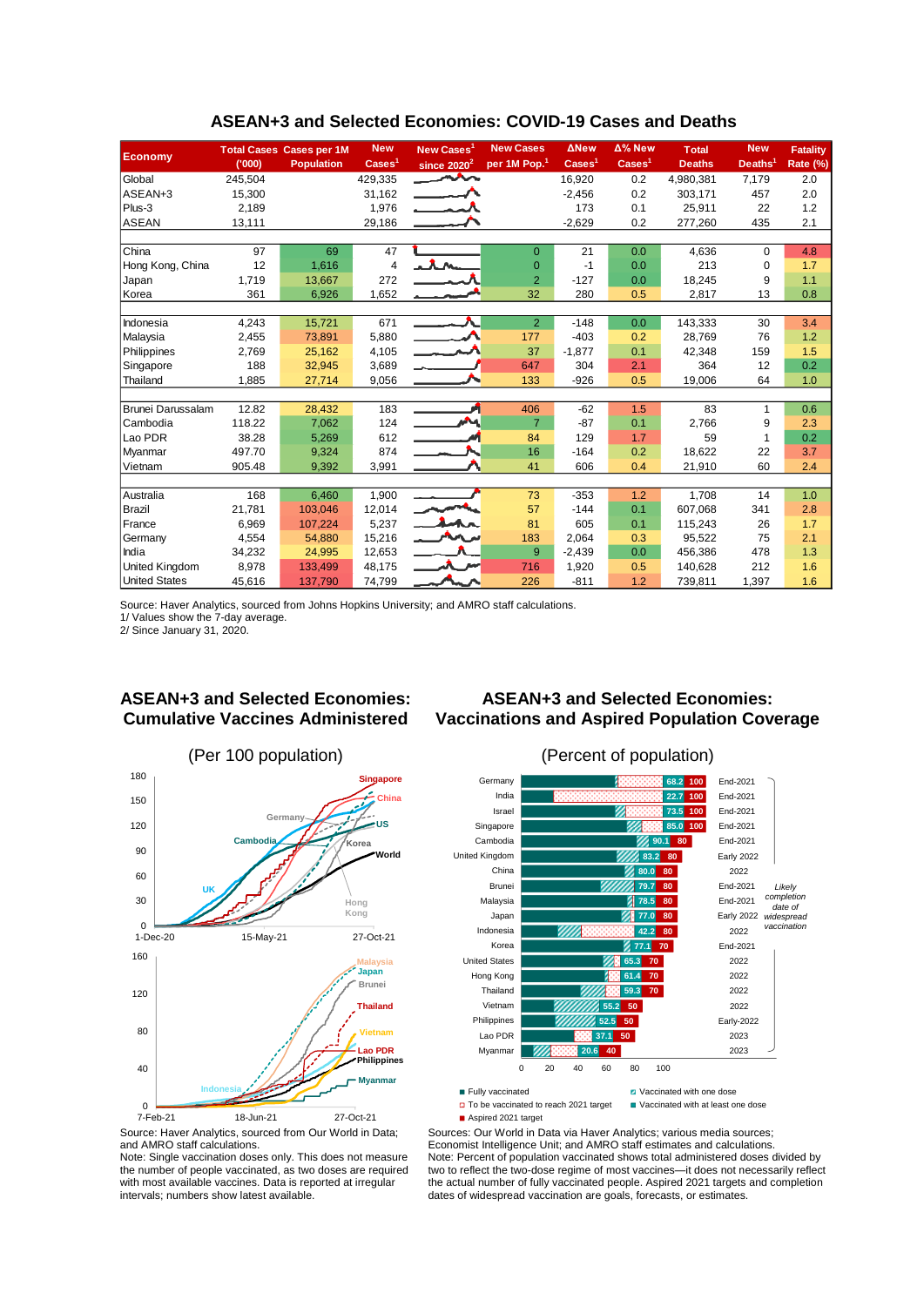## ASEAN+3 and Selected Economies: COVID-19 Cases and Deaths

| Economy | Total Cases ('000) | Cases per 1M Population | New Cases[1] | New Cases[1] since 2020[2] | New Cases per 1M Pop.[1] | ΔNew Cases[1] | Δ% New Cases[1] | Total Deaths | New Deaths[1] | Fatality Rate (%) |
|---|---|---|---|---|---|---|---|---|---|---|
| Global | 245,504 | | 429,335 | | | 16,920 | 0.2 | 4,980,381 | 7,179 | 2.0 |
| ASEAN+3 | 15,300 | | 31,162 | | | -2,456 | 0.2 | 303,171 | 457 | 2.0 |
| Plus-3 | 2,189 | | 1,976 | | | 173 | 0.1 | 25,911 | 22 | 1.2 |
| ASEAN | 13,111 | | 29,186 | | | -2,629 | 0.2 | 277,260 | 435 | 2.1 |
| | | | | | | | | | | |
| China | 97 | 69 | 47 | | 0 | 21 | 0.0 | 4,636 | 0 | 4.8 |
| Hong Kong, China | 12 | 1,616 | 4 | | 0 | -1 | 0.0 | 213 | 0 | 1.7 |
| Japan | 1,719 | 13,667 | 272 | | 2 | -127 | 0.0 | 18,245 | 9 | 1.1 |
| Korea | 361 | 6,926 | 1,652 | | 32 | 280 | 0.5 | 2,817 | 13 | 0.8 |
| | | | | | | | | | | |
| Indonesia | 4,243 | 15,721 | 671 | | 2 | -148 | 0.0 | 143,333 | 30 | 3.4 |
| Malaysia | 2,455 | 73,891 | 5,880 | | 177 | -403 | 0.2 | 28,769 | 76 | 1.2 |
| Philippines | 2,769 | 25,162 | 4,105 | | 37 | -1,877 | 0.1 | 42,348 | 159 | 1.5 |
| Singapore | 188 | 32,945 | 3,689 | | 647 | 304 | 2.1 | 364 | 12 | 0.2 |
| Thailand | 1,885 | 27,714 | 9,056 | | 133 | -926 | 0.5 | 19,006 | 64 | 1.0 |
| | | | | | | | | | | |
| Brunei Darussalam | 12.82 | 28,432 | 183 | | 406 | -62 | 1.5 | 83 | 1 | 0.6 |
| Cambodia | 118.22 | 7,062 | 124 | | 7 | -87 | 0.1 | 2,766 | 9 | 2.3 |
| Lao PDR | 38.28 | 5,269 | 612 | | 84 | 129 | 1.7 | 59 | 1 | 0.2 |
| Myanmar | 497.70 | 9,324 | 874 | | 16 | -164 | 0.2 | 18,622 | 22 | 3.7 |
| Vietnam | 905.48 | 9,392 | 3,991 | | 41 | 606 | 0.4 | 21,910 | 60 | 2.4 |
| | | | | | | | | | | |
| Australia | 168 | 6,460 | 1,900 | | 73 | -353 | 1.2 | 1,708 | 14 | 1.0 |
| Brazil | 21,781 | 103,046 | 12,014 | | 57 | -144 | 0.1 | 607,068 | 341 | 2.8 |
| France | 6,969 | 107,224 | 5,237 | | 81 | 605 | 0.1 | 115,243 | 26 | 1.7 |
| Germany | 4,554 | 54,880 | 15,216 | | 183 | 2,064 | 0.3 | 95,522 | 75 | 2.1 |
| India | 34,232 | 24,995 | 12,653 | | 9 | -2,439 | 0.0 | 456,386 | 478 | 1.3 |
| United Kingdom | 8,978 | 133,499 | 48,175 | | 716 | 1,920 | 0.5 | 140,628 | 212 | 1.6 |
| United States | 45,616 | 137,790 | 74,799 | | 226 | -811 | 1.2 | 739,811 | 1,397 | 1.6 |

Source: Haver Analytics, sourced from Johns Hopkins University; and AMRO staff calculations.
1/ Values show the 7-day average.
2/ Since January 31, 2020.

## ASEAN+3 and Selected Economies: Cumulative Vaccines Administered

(Per 100 population)

Source: Haver Analytics, sourced from Our World in Data; and AMRO staff calculations.
Note: Single vaccination doses only. This does not measure the number of people vaccinated, as two doses are required with most available vaccines. Data is reported at irregular intervals; numbers show latest available.

## ASEAN+3 and Selected Economies: Vaccinations and Aspired Population Coverage

(Percent of population)

| Economy | Vaccinated with at least one dose (%) | Aspired 2021 target (%) | Likely completion date of widespread vaccination |
|---|---|---|---|
| Germany | 68.2 | 100 | End-2021 |
| India | 22.7 | 100 | End-2021 |
| Israel | 73.5 | 100 | End-2021 |
| Singapore | 85.0 | 100 | End-2021 |
| Cambodia | 90.1 | 80 | End-2021 |
| United Kingdom | 83.2 | 80 | Early 2022 |
| China | 80.0 | 80 | 2022 |
| Brunei | 79.7 | 80 | End-2021 |
| Malaysia | 78.5 | 80 | End-2021 |
| Japan | 77.0 | 80 | Early 2022 |
| Indonesia | 42.2 | 80 | 2022 |
| Korea | 77.1 | 70 | End-2021 |
| United States | 65.3 | 70 | 2022 |
| Hong Kong | 61.4 | 70 | 2022 |
| Thailand | 59.3 | 70 | 2022 |
| Vietnam | 55.2 | 50 | 2022 |
| Philippines | 52.5 | 50 | Early-2022 |
| Lao PDR | 37.1 | 50 | 2023 |
| Myanmar | 20.6 | 40 | 2023 |

Legend: Fully vaccinated; Vaccinated with one dose; To be vaccinated to reach 2021 target; Vaccinated with at least one dose; Aspired 2021 target

Sources: Our World in Data via Haver Analytics; various media sources; Economist Intelligence Unit; and AMRO staff estimates and calculations.
Note: Percent of population vaccinated shows total administered doses divided by two to reflect the two-dose regime of most vaccines—it does not necessarily reflect the actual number of fully vaccinated people. Aspired 2021 targets and completion dates of widespread vaccination are goals, forecasts, or estimates.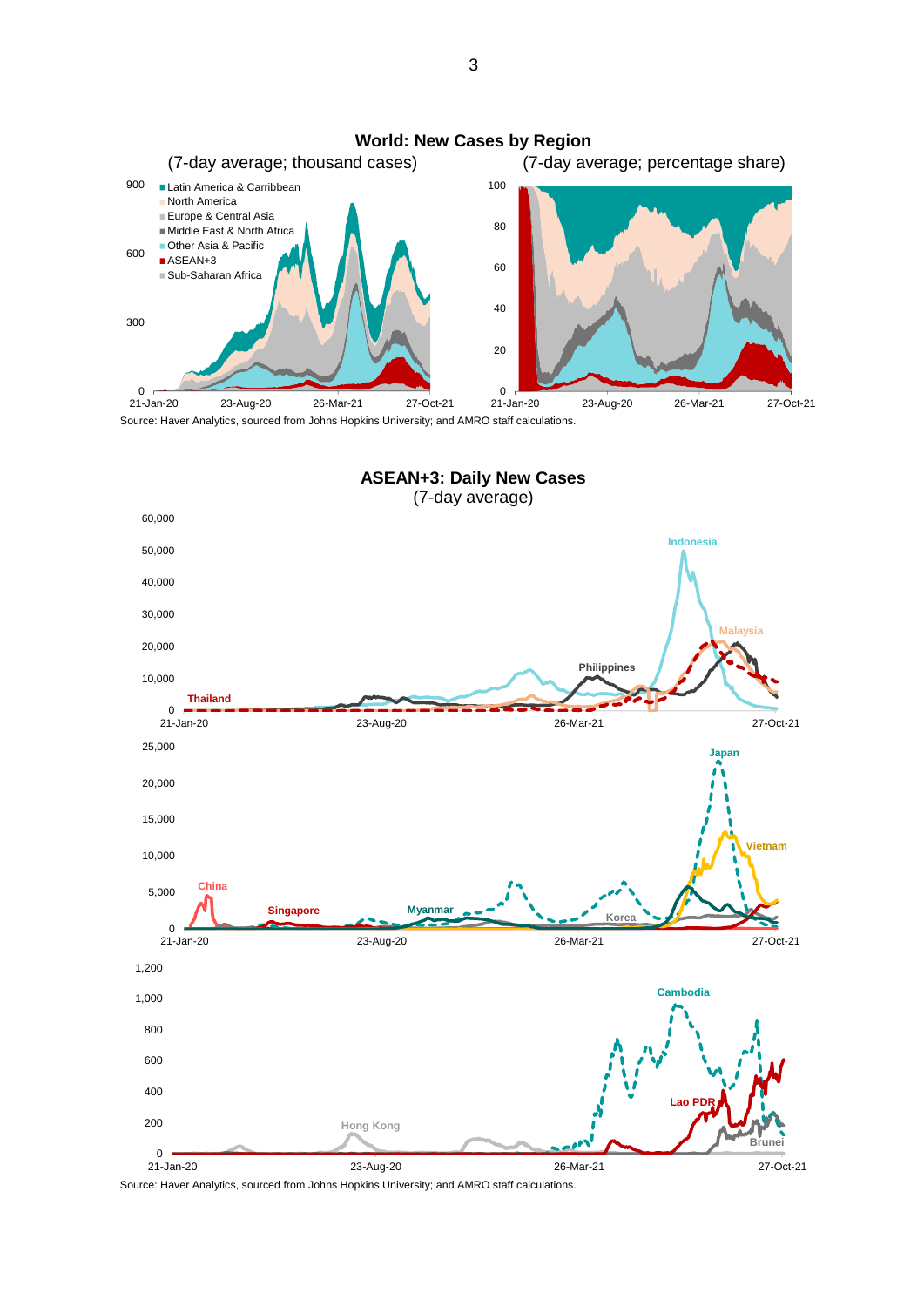**World: New Cases by Region**

(7-day average; thousand cases) — (7-day average; percentage share)

Legend: Latin America & Carribbean; North America; Europe & Central Asia; Middle East & North Africa; Other Asia & Pacific; ASEAN+3; Sub-Saharan Africa

Source: Haver Analytics, sourced from Johns Hopkins University; and AMRO staff calculations.

**ASEAN+3: Daily New Cases**

(7-day average)

Series shown: Indonesia, Malaysia, Philippines, Thailand; Japan, Vietnam, China, Singapore, Myanmar, Korea; Cambodia, Lao PDR, Hong Kong, Brunei

Source: Haver Analytics, sourced from Johns Hopkins University; and AMRO staff calculations.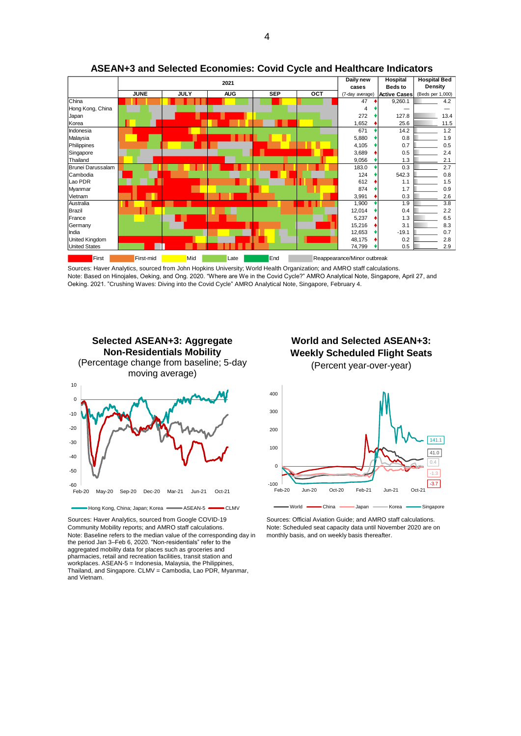## ASEAN+3 and Selected Economies: Covid Cycle and Healthcare Indicators

| | Daily new cases (7-day average) | Hospital Beds to Active Cases | Hospital Bed Density (Beds per 1,000) |
|---|---|---|---|
| China | 47 | 9,260.1 | 4.2 |
| Hong Kong, China | 4 | — | — |
| Japan | 272 | 127.8 | 13.4 |
| Korea | 1,652 | 25.6 | 11.5 |
| Indonesia | 671 | 14.2 | 1.2 |
| Malaysia | 5,880 | 0.8 | 1.9 |
| Philippines | 4,105 | 0.7 | 0.5 |
| Singapore | 3,689 | 0.5 | 2.4 |
| Thailand | 9,056 | 1.3 | 2.1 |
| Brunei Darussalam | 183.0 | 0.3 | 2.7 |
| Cambodia | 124 | 542.3 | 0.8 |
| Lao PDR | 612 | 1.1 | 1.5 |
| Myanmar | 874 | 1.7 | 0.9 |
| Vietnam | 3,991 | 0.3 | 2.6 |
| Australia | 1,900 | 1.9 | 3.8 |
| Brazil | 12,014 | 0.4 | 2.2 |
| France | 5,237 | 1.3 | 6.5 |
| Germany | 15,216 | 3.1 | 8.3 |
| India | 12,653 | -19.1 | 0.7 |
| United Kingdom | 48,175 | 0.2 | 2.8 |
| United States | 74,799 | 0.5 | 2.9 |

2021: JUNE, JULY, AUG, SEP, OCT

First | First-mid | Mid | Late | End | Reappearance/Minor outbreak

Sources: Haver Analytics, sourced from John Hopkins University; World Health Organization; and AMRO staff calculations.
Note: Based on Hinojales, Oeking, and Ong. 2020. "Where are We in the Covid Cycle?" AMRO Analytical Note, Singapore, April 27, and Oeking. 2021. "Crushing Waves: Diving into the Covid Cycle" AMRO Analytical Note, Singapore, February 4.

### Selected ASEAN+3: Aggregate Non-Residentials Mobility
(Percentage change from baseline; 5-day moving average)

10
0
-10
-20
-30
-40
-50
-60
Feb-20 May-20 Sep-20 Dec-20 Mar-21 Jun-21 Oct-21

Hong Kong, China; Japan; Korea — ASEAN-5 — CLMV

Sources: Haver Analytics, sourced from Google COVID-19 Community Mobility reports; and AMRO staff calculations.
Note: Baseline refers to the median value of the corresponding day in the period Jan 3–Feb 6, 2020. "Non-residentials" refer to the aggregated mobility data for places such as groceries and pharmacies, retail and recreation facilities, transit station and workplaces. ASEAN-5 = Indonesia, Malaysia, the Philippines, Thailand, and Singapore. CLMV = Cambodia, Lao PDR, Myanmar, and Vietnam.

### World and Selected ASEAN+3: Weekly Scheduled Flight Seats
(Percent year-over-year)

400
300
200
100
0
-100
Feb-20 Jun-20 Oct-20 Feb-21 Jun-21 Oct-21

141.1
41.0
0.4
-1.3
-3.7

World — China — Japan — Korea — Singapore

Sources: Official Aviation Guide; and AMRO staff calculations.
Note: Scheduled seat capacity data until November 2020 are on monthly basis, and on weekly basis thereafter.